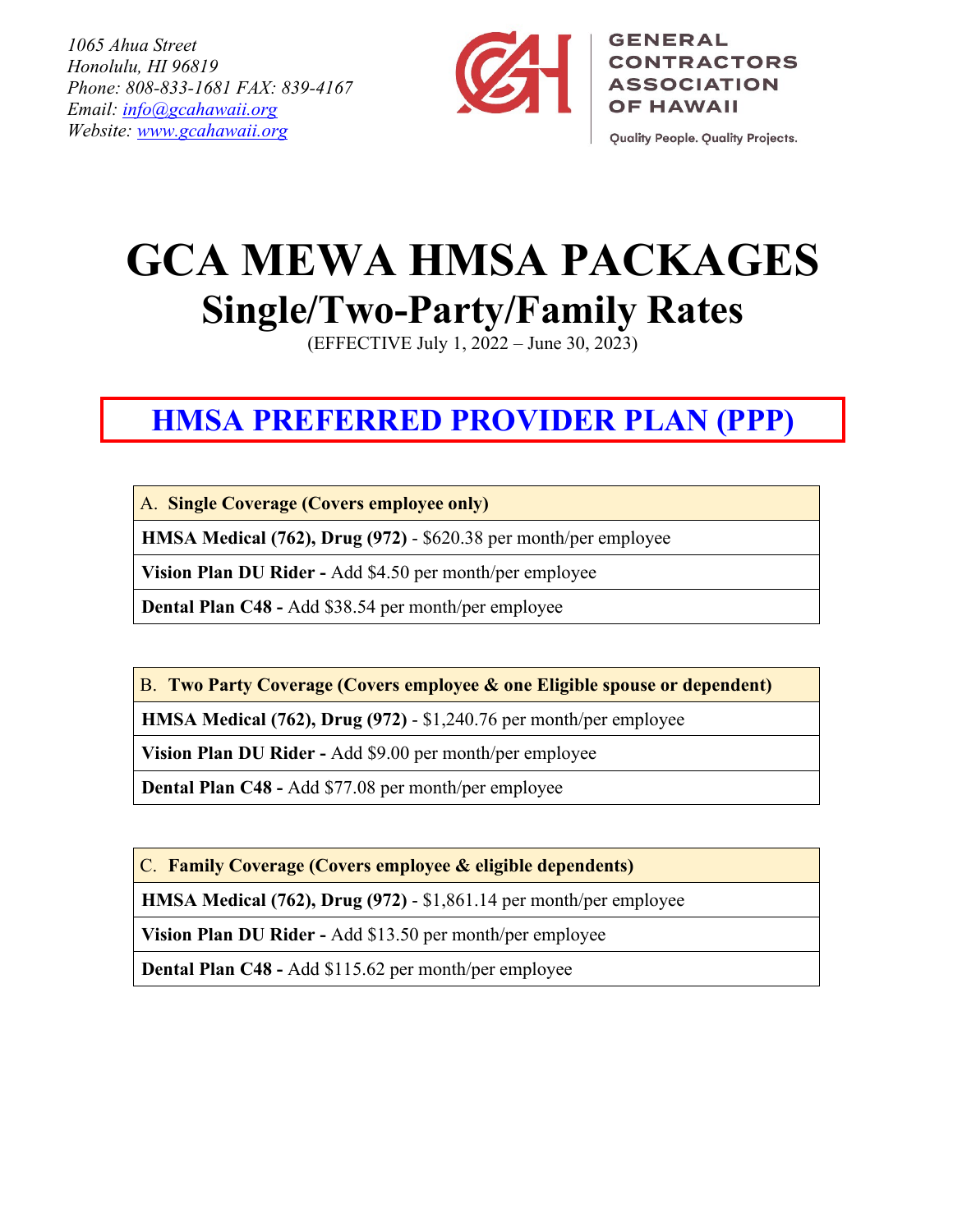*1065 Ahua Street*
*Honolulu, HI 96819*
*Phone: 808-833-1681 FAX: 839-4167*
*Email: info@gcahawaii.org*
*Website: www.gcahawaii.org*

GENERAL CONTRACTORS ASSOCIATION OF HAWAII

Quality People. Quality Projects.

# GCA MEWA HMSA PACKAGES

## Single/Two-Party/Family Rates

(EFFECTIVE July 1, 2022 – June 30, 2023)

## HMSA PREFERRED PROVIDER PLAN (PPP)

| A. **Single Coverage (Covers employee only)** |
|---|
| **HMSA Medical (762), Drug (972)** - $620.38 per month/per employee |
| **Vision Plan DU Rider -** Add $4.50 per month/per employee |
| **Dental Plan C48 -** Add $38.54 per month/per employee |

| B. **Two Party Coverage (Covers employee & one Eligible spouse or dependent)** |
|---|
| **HMSA Medical (762), Drug (972)** - $1,240.76 per month/per employee |
| **Vision Plan DU Rider -** Add $9.00 per month/per employee |
| **Dental Plan C48 -** Add $77.08 per month/per employee |

| C. **Family Coverage (Covers employee & eligible dependents)** |
|---|
| **HMSA Medical (762), Drug (972)** - $1,861.14 per month/per employee |
| **Vision Plan DU Rider -** Add $13.50 per month/per employee |
| **Dental Plan C48 -** Add $115.62 per month/per employee |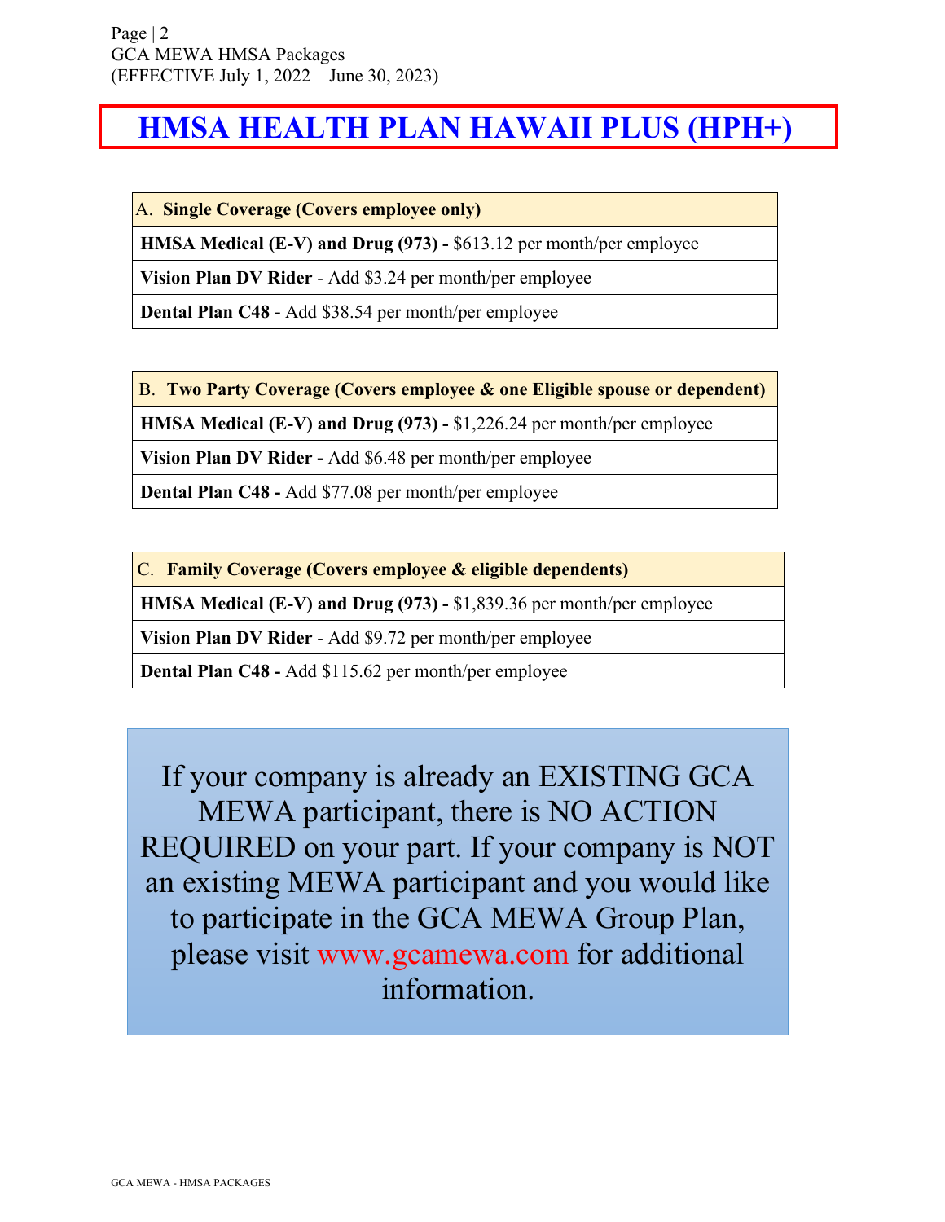# HMSA HEALTH PLAN HAWAII PLUS (HPH+)

| A. **Single Coverage (Covers employee only)** |
|---|
| **HMSA Medical (E-V) and Drug (973) -** $613.12 per month/per employee |
| **Vision Plan DV Rider** - Add $3.24 per month/per employee |
| **Dental Plan C48 -** Add $38.54 per month/per employee |

| B. **Two Party Coverage (Covers employee & one Eligible spouse or dependent)** |
|---|
| **HMSA Medical (E-V) and Drug (973) -** $1,226.24 per month/per employee |
| **Vision Plan DV Rider -** Add $6.48 per month/per employee |
| **Dental Plan C48 -** Add $77.08 per month/per employee |

| C. **Family Coverage (Covers employee & eligible dependents)** |
|---|
| **HMSA Medical (E-V) and Drug (973) -** $1,839.36 per month/per employee |
| **Vision Plan DV Rider** - Add $9.72 per month/per employee |
| **Dental Plan C48 -** Add $115.62 per month/per employee |

If your company is already an EXISTING GCA MEWA participant, there is NO ACTION REQUIRED on your part. If your company is NOT an existing MEWA participant and you would like to participate in the GCA MEWA Group Plan, please visit www.gcamewa.com for additional information.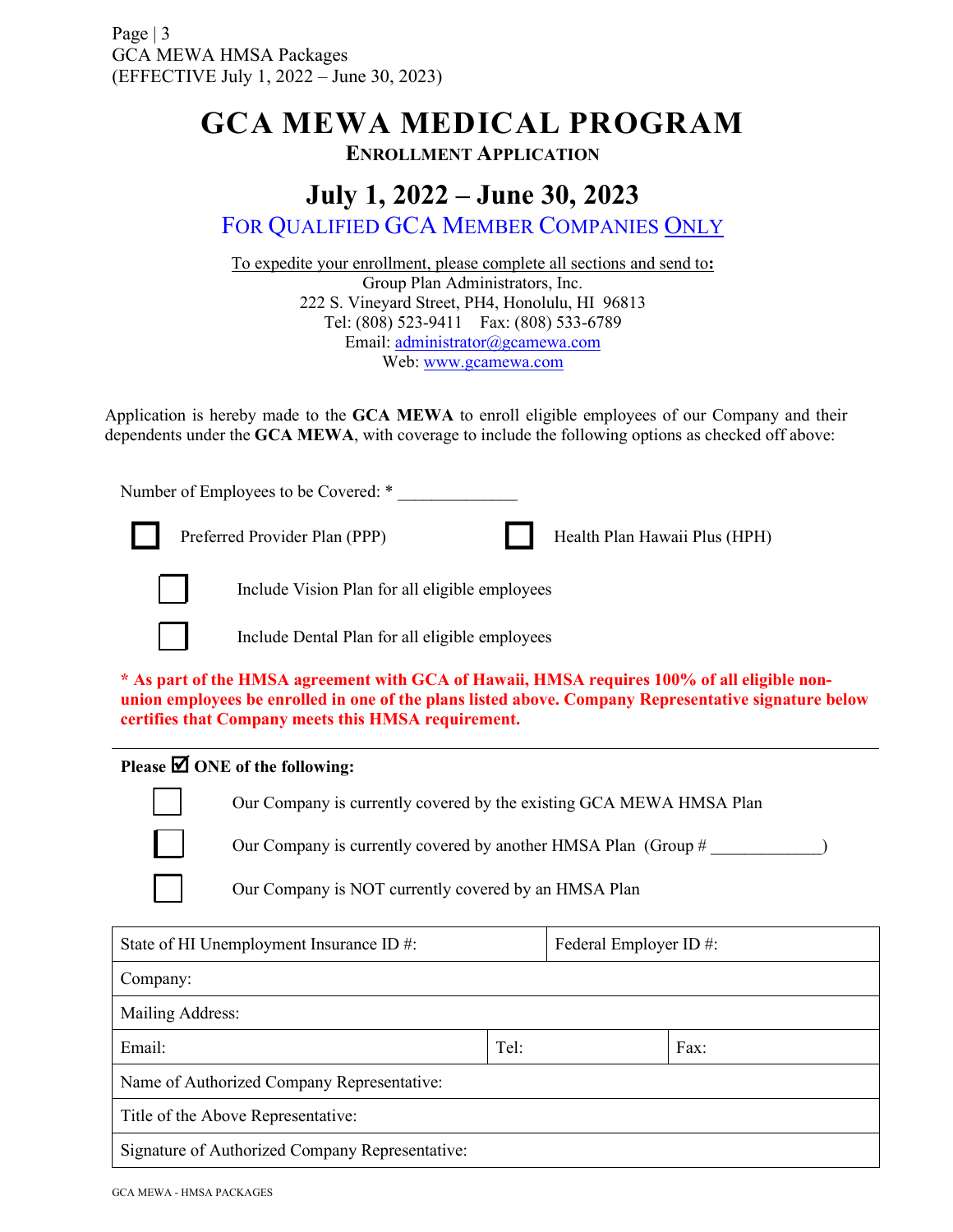# GCA MEWA MEDICAL PROGRAM

## ENROLLMENT APPLICATION

## July 1, 2022 – June 30, 2023

FOR QUALIFIED GCA MEMBER COMPANIES ONLY

To expedite your enrollment, please complete all sections and send to:
Group Plan Administrators, Inc.
222 S. Vineyard Street, PH4, Honolulu, HI 96813
Tel: (808) 523-9411 Fax: (808) 533-6789
Email: administrator@gcamewa.com
Web: www.gcamewa.com

Application is hereby made to the **GCA MEWA** to enroll eligible employees of our Company and their dependents under the **GCA MEWA**, with coverage to include the following options as checked off above:

Number of Employees to be Covered: * ______________

☐ Preferred Provider Plan (PPP) ☐ Health Plan Hawaii Plus (HPH)

☐ Include Vision Plan for all eligible employees

☐ Include Dental Plan for all eligible employees

**\* As part of the HMSA agreement with GCA of Hawaii, HMSA requires 100% of all eligible non-union employees be enrolled in one of the plans listed above. Company Representative signature below certifies that Company meets this HMSA requirement.**

---

**Please ☑ ONE of the following:**

☐ Our Company is currently covered by the existing GCA MEWA HMSA Plan

☐ Our Company is currently covered by another HMSA Plan (Group # _____________)

☐ Our Company is NOT currently covered by an HMSA Plan

| | | |
|---|---|---|
| State of HI Unemployment Insurance ID #: | | Federal Employer ID #: |
| Company: | | |
| Mailing Address: | | |
| Email: | Tel: | Fax: |
| Name of Authorized Company Representative: | | |
| Title of the Above Representative: | | |
| Signature of Authorized Company Representative: | | |